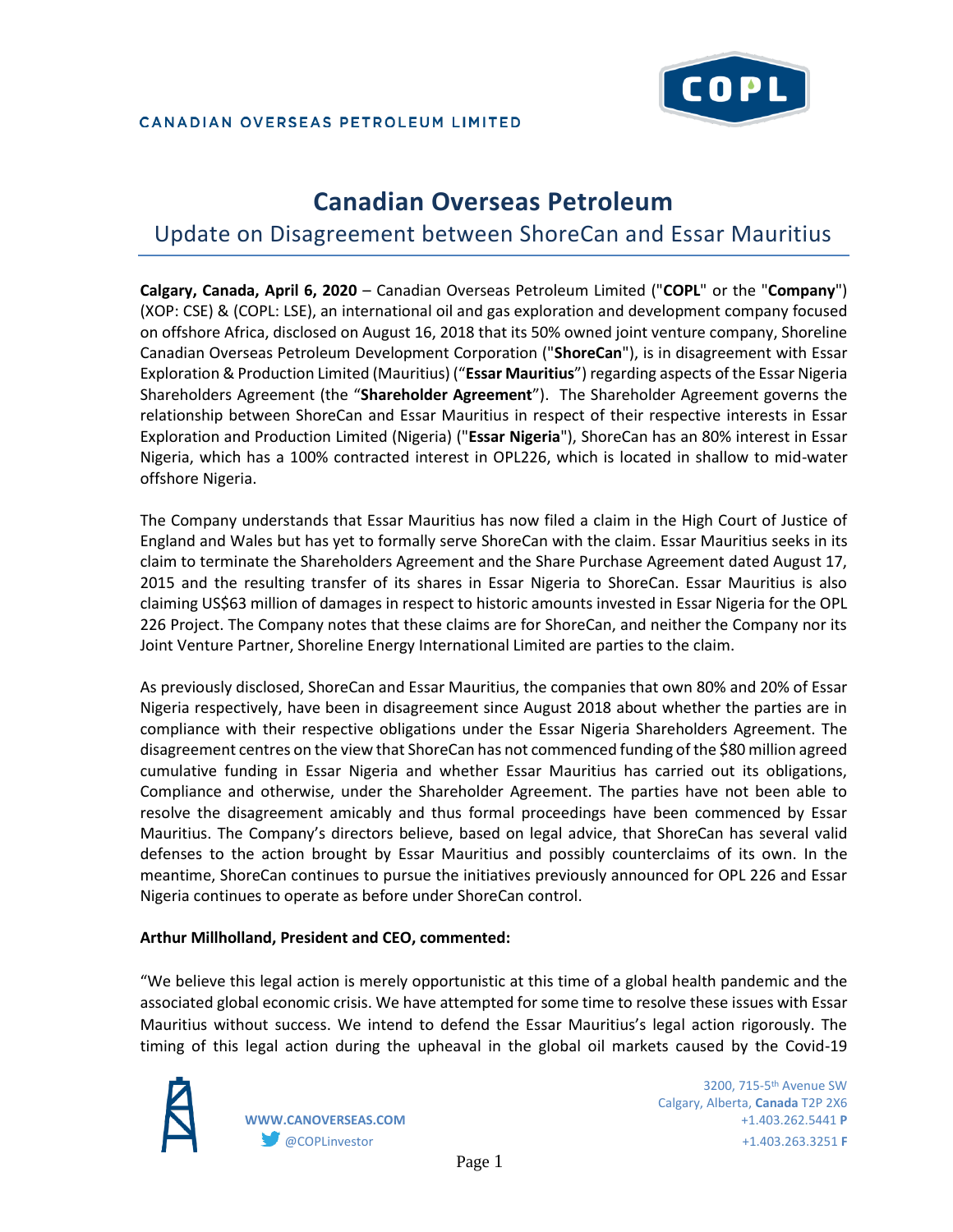CANADIAN OVERSEAS PETROLEUM LIMITED

# Canadian Overseas Petroleum

## Update on Disagreement between ShoreCan and Essar Mauritius

**Calgary, Canada, April 6, 2020** – Canadian Overseas Petroleum Limited ("**COPL**" or the "**Company**") (XOP: CSE) & (COPL: LSE), an international oil and gas exploration and development company focused on offshore Africa, disclosed on August 16, 2018 that its 50% owned joint venture company, Shoreline Canadian Overseas Petroleum Development Corporation ("**ShoreCan**"), is in disagreement with Essar Exploration & Production Limited (Mauritius) ("**Essar Mauritius**") regarding aspects of the Essar Nigeria Shareholders Agreement (the "**Shareholder Agreement**"). The Shareholder Agreement governs the relationship between ShoreCan and Essar Mauritius in respect of their respective interests in Essar Exploration and Production Limited (Nigeria) ("**Essar Nigeria**"), ShoreCan has an 80% interest in Essar Nigeria, which has a 100% contracted interest in OPL226, which is located in shallow to mid-water offshore Nigeria.

The Company understands that Essar Mauritius has now filed a claim in the High Court of Justice of England and Wales but has yet to formally serve ShoreCan with the claim. Essar Mauritius seeks in its claim to terminate the Shareholders Agreement and the Share Purchase Agreement dated August 17, 2015 and the resulting transfer of its shares in Essar Nigeria to ShoreCan. Essar Mauritius is also claiming US$63 million of damages in respect to historic amounts invested in Essar Nigeria for the OPL 226 Project. The Company notes that these claims are for ShoreCan, and neither the Company nor its Joint Venture Partner, Shoreline Energy International Limited are parties to the claim.

As previously disclosed, ShoreCan and Essar Mauritius, the companies that own 80% and 20% of Essar Nigeria respectively, have been in disagreement since August 2018 about whether the parties are in compliance with their respective obligations under the Essar Nigeria Shareholders Agreement. The disagreement centres on the view that ShoreCan has not commenced funding of the $80 million agreed cumulative funding in Essar Nigeria and whether Essar Mauritius has carried out its obligations, Compliance and otherwise, under the Shareholder Agreement. The parties have not been able to resolve the disagreement amicably and thus formal proceedings have been commenced by Essar Mauritius. The Company's directors believe, based on legal advice, that ShoreCan has several valid defenses to the action brought by Essar Mauritius and possibly counterclaims of its own. In the meantime, ShoreCan continues to pursue the initiatives previously announced for OPL 226 and Essar Nigeria continues to operate as before under ShoreCan control.

**Arthur Millholland, President and CEO, commented:**

"We believe this legal action is merely opportunistic at this time of a global health pandemic and the associated global economic crisis. We have attempted for some time to resolve these issues with Essar Mauritius without success. We intend to defend the Essar Mauritius's legal action rigorously. The timing of this legal action during the upheaval in the global oil markets caused by the Covid-19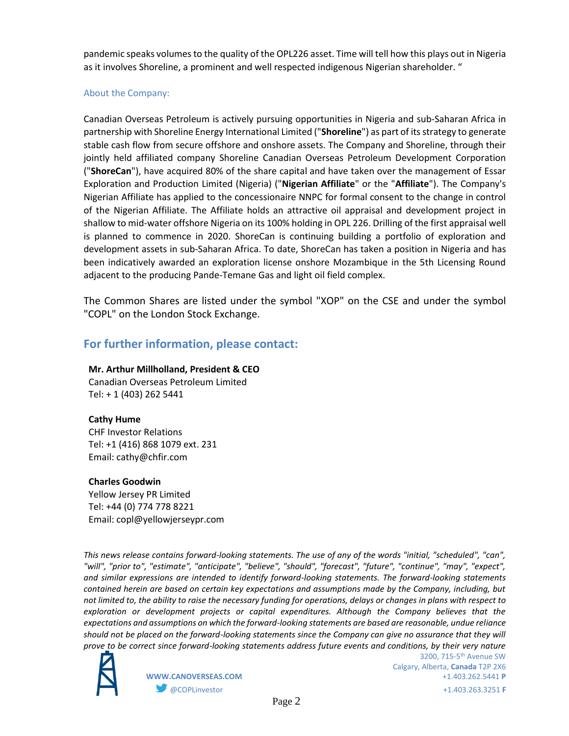pandemic speaks volumes to the quality of the OPL226 asset. Time will tell how this plays out in Nigeria as it involves Shoreline, a prominent and well respected indigenous Nigerian shareholder. "

### About the Company:

Canadian Overseas Petroleum is actively pursuing opportunities in Nigeria and sub-Saharan Africa in partnership with Shoreline Energy International Limited ("**Shoreline**") as part of its strategy to generate stable cash flow from secure offshore and onshore assets. The Company and Shoreline, through their jointly held affiliated company Shoreline Canadian Overseas Petroleum Development Corporation ("**ShoreCan**"), have acquired 80% of the share capital and have taken over the management of Essar Exploration and Production Limited (Nigeria) ("**Nigerian Affiliate**" or the "**Affiliate**"). The Company's Nigerian Affiliate has applied to the concessionaire NNPC for formal consent to the change in control of the Nigerian Affiliate. The Affiliate holds an attractive oil appraisal and development project in shallow to mid-water offshore Nigeria on its 100% holding in OPL 226. Drilling of the first appraisal well is planned to commence in 2020. ShoreCan is continuing building a portfolio of exploration and development assets in sub-Saharan Africa. To date, ShoreCan has taken a position in Nigeria and has been indicatively awarded an exploration license onshore Mozambique in the 5th Licensing Round adjacent to the producing Pande-Temane Gas and light oil field complex.

The Common Shares are listed under the symbol "XOP" on the CSE and under the symbol "COPL" on the London Stock Exchange.

## For further information, please contact:

**Mr. Arthur Millholland, President & CEO**
Canadian Overseas Petroleum Limited
Tel: + 1 (403) 262 5441

**Cathy Hume**
CHF Investor Relations
Tel: +1 (416) 868 1079 ext. 231
Email: cathy@chfir.com

**Charles Goodwin**
Yellow Jersey PR Limited
Tel: +44 (0) 774 778 8221
Email: copl@yellowjerseypr.com

*This news release contains forward-looking statements. The use of any of the words "initial, "scheduled", "can", "will", "prior to", "estimate", "anticipate", "believe", "should", "forecast", "future", "continue", "may", "expect", and similar expressions are intended to identify forward-looking statements. The forward-looking statements contained herein are based on certain key expectations and assumptions made by the Company, including, but not limited to, the ability to raise the necessary funding for operations, delays or changes in plans with respect to exploration or development projects or capital expenditures. Although the Company believes that the expectations and assumptions on which the forward-looking statements are based are reasonable, undue reliance should not be placed on the forward-looking statements since the Company can give no assurance that they will prove to be correct since forward-looking statements address future events and conditions, by their very nature*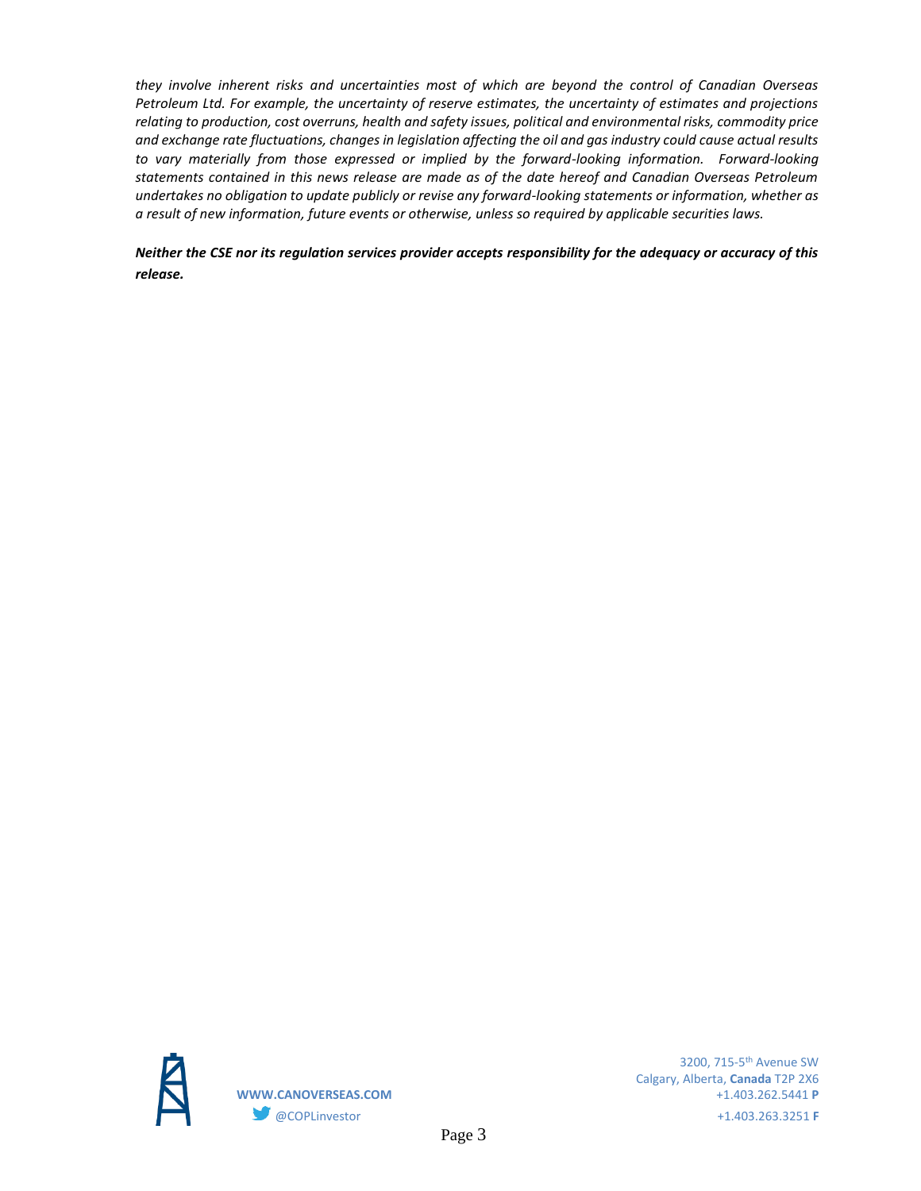*they involve inherent risks and uncertainties most of which are beyond the control of Canadian Overseas Petroleum Ltd. For example, the uncertainty of reserve estimates, the uncertainty of estimates and projections relating to production, cost overruns, health and safety issues, political and environmental risks, commodity price and exchange rate fluctuations, changes in legislation affecting the oil and gas industry could cause actual results to vary materially from those expressed or implied by the forward-looking information. Forward-looking statements contained in this news release are made as of the date hereof and Canadian Overseas Petroleum undertakes no obligation to update publicly or revise any forward-looking statements or information, whether as a result of new information, future events or otherwise, unless so required by applicable securities laws.*

***Neither the CSE nor its regulation services provider accepts responsibility for the adequacy or accuracy of this release.***